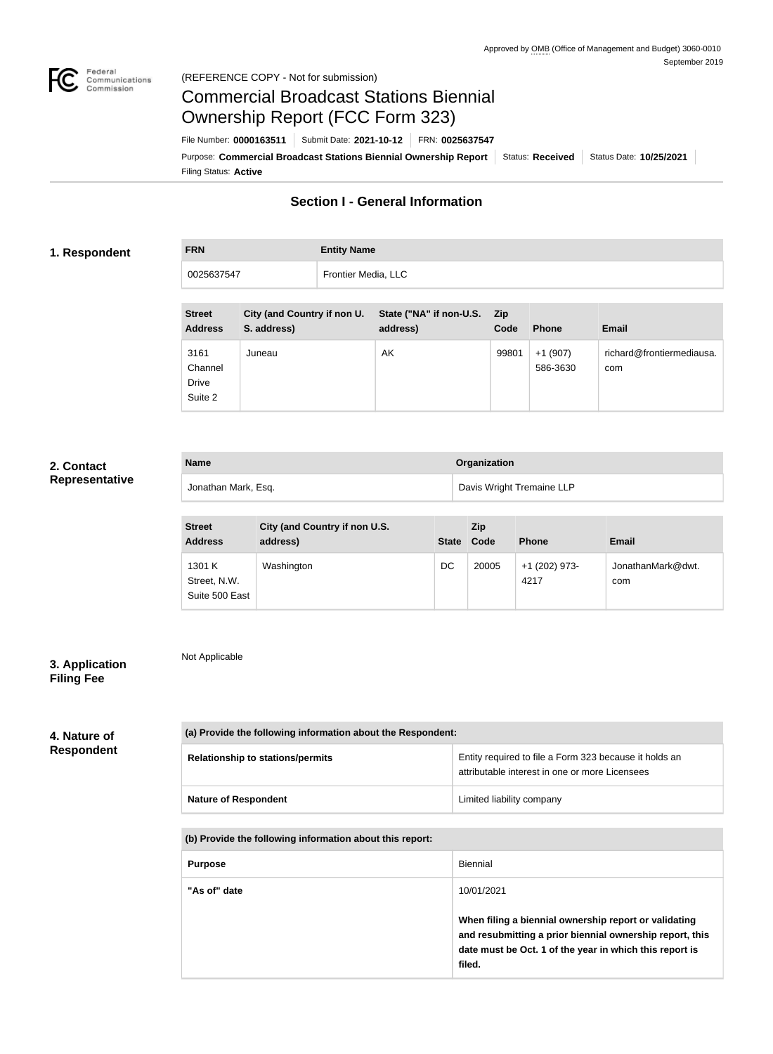Approved by OMB (Office of Management and Budget) 3060-0010
September 2019

(REFERENCE COPY - Not for submission)

# Commercial Broadcast Stations Biennial Ownership Report (FCC Form 323)

File Number: **0000163511** | Submit Date: **2021-10-12** | FRN: **0025637547**

Purpose: **Commercial Broadcast Stations Biennial Ownership Report** | Status: **Received** | Status Date: **10/25/2021**

Filing Status: **Active**

## Section I - General Information

### 1. Respondent

| FRN | Entity Name |
| --- | --- |
| 0025637547 | Frontier Media, LLC |

| Street Address | City (and Country if non U. S. address) | State ("NA" if non-U.S. address) | Zip Code | Phone | Email |
| --- | --- | --- | --- | --- | --- |
| 3161 Channel Drive Suite 2 | Juneau | AK | 99801 | +1 (907) 586-3630 | richard@frontiermediausa.com |

### 2. Contact Representative

| Name | Organization |
| --- | --- |
| Jonathan Mark, Esq. | Davis Wright Tremaine LLP |

| Street Address | City (and Country if non U.S. address) | State | Zip Code | Phone | Email |
| --- | --- | --- | --- | --- | --- |
| 1301 K Street, N.W. Suite 500 East | Washington | DC | 20005 | +1 (202) 973-4217 | JonathanMark@dwt.com |

### 3. Application Filing Fee

Not Applicable

### 4. Nature of Respondent

| (a) Provide the following information about the Respondent: | |
| --- | --- |
| **Relationship to stations/permits** | Entity required to file a Form 323 because it holds an attributable interest in one or more Licensees |
| **Nature of Respondent** | Limited liability company |

| (b) Provide the following information about this report: | |
| --- | --- |
| **Purpose** | Biennial |
| **"As of" date** | 10/01/2021<br><br>**When filing a biennial ownership report or validating and resubmitting a prior biennial ownership report, this date must be Oct. 1 of the year in which this report is filed.** |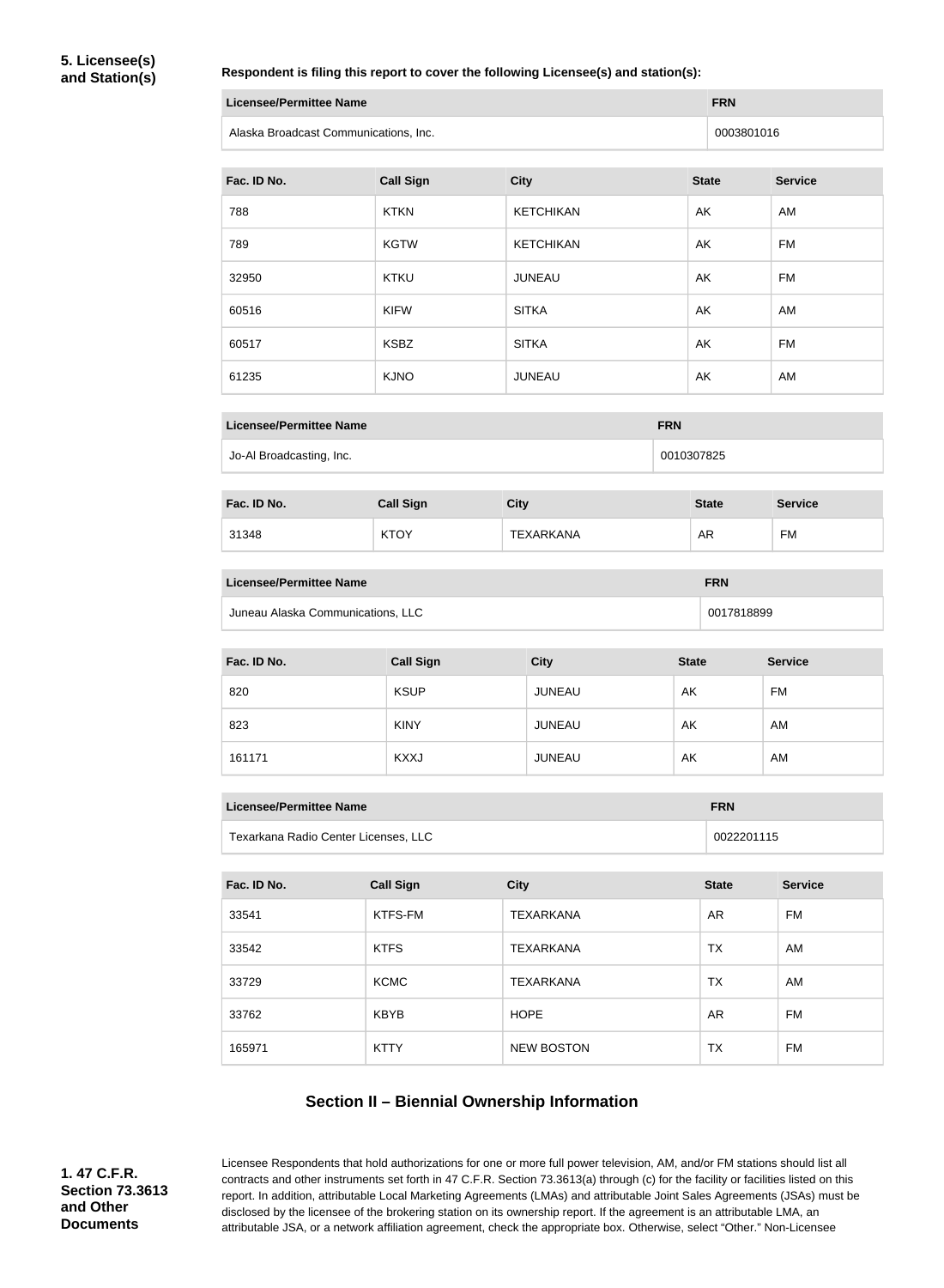**5. Licensee(s) and Station(s)**

**Respondent is filing this report to cover the following Licensee(s) and station(s):**

| Licensee/Permittee Name | FRN |
| --- | --- |
| Alaska Broadcast Communications, Inc. | 0003801016 |

| Fac. ID No. | Call Sign | City | State | Service |
| --- | --- | --- | --- | --- |
| 788 | KTKN | KETCHIKAN | AK | AM |
| 789 | KGTW | KETCHIKAN | AK | FM |
| 32950 | KTKU | JUNEAU | AK | FM |
| 60516 | KIFW | SITKA | AK | AM |
| 60517 | KSBZ | SITKA | AK | FM |
| 61235 | KJNO | JUNEAU | AK | AM |

| Licensee/Permittee Name | FRN |
| --- | --- |
| Jo-Al Broadcasting, Inc. | 0010307825 |

| Fac. ID No. | Call Sign | City | State | Service |
| --- | --- | --- | --- | --- |
| 31348 | KTOY | TEXARKANA | AR | FM |

| Licensee/Permittee Name | FRN |
| --- | --- |
| Juneau Alaska Communications, LLC | 0017818899 |

| Fac. ID No. | Call Sign | City | State | Service |
| --- | --- | --- | --- | --- |
| 820 | KSUP | JUNEAU | AK | FM |
| 823 | KINY | JUNEAU | AK | AM |
| 161171 | KXXJ | JUNEAU | AK | AM |

| Licensee/Permittee Name | FRN |
| --- | --- |
| Texarkana Radio Center Licenses, LLC | 0022201115 |

| Fac. ID No. | Call Sign | City | State | Service |
| --- | --- | --- | --- | --- |
| 33541 | KTFS-FM | TEXARKANA | AR | FM |
| 33542 | KTFS | TEXARKANA | TX | AM |
| 33729 | KCMC | TEXARKANA | TX | AM |
| 33762 | KBYB | HOPE | AR | FM |
| 165971 | KTTY | NEW BOSTON | TX | FM |

## Section II – Biennial Ownership Information

**1. 47 C.F.R. Section 73.3613 and Other Documents**

Licensee Respondents that hold authorizations for one or more full power television, AM, and/or FM stations should list all contracts and other instruments set forth in 47 C.F.R. Section 73.3613(a) through (c) for the facility or facilities listed on this report. In addition, attributable Local Marketing Agreements (LMAs) and attributable Joint Sales Agreements (JSAs) must be disclosed by the licensee of the brokering station on its ownership report. If the agreement is an attributable LMA, an attributable JSA, or a network affiliation agreement, check the appropriate box. Otherwise, select "Other." Non-Licensee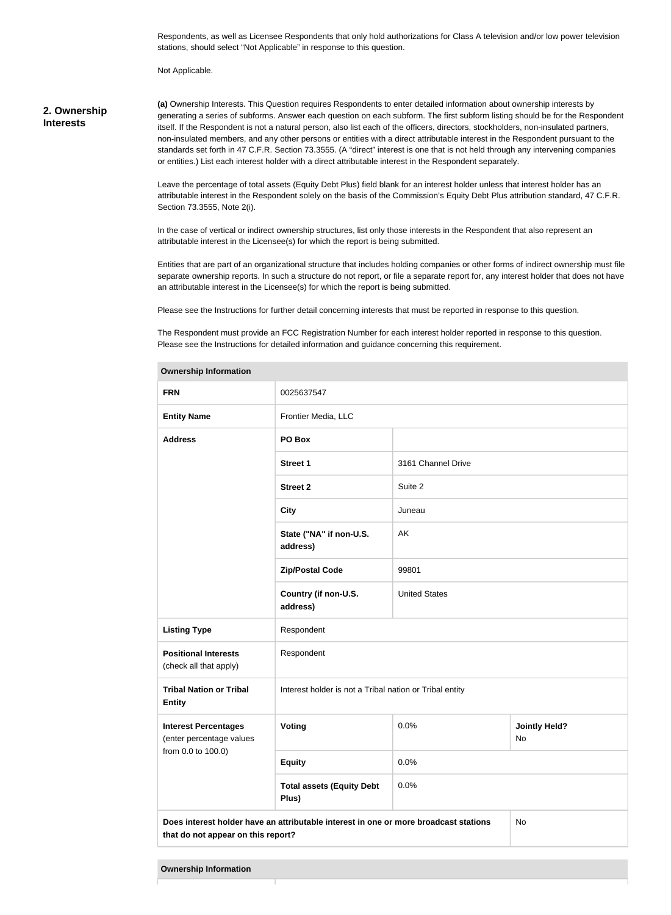Respondents, as well as Licensee Respondents that only hold authorizations for Class A television and/or low power television stations, should select "Not Applicable" in response to this question.

Not Applicable.

## 2. Ownership Interests

**(a)** Ownership Interests. This Question requires Respondents to enter detailed information about ownership interests by generating a series of subforms. Answer each question on each subform. The first subform listing should be for the Respondent itself. If the Respondent is not a natural person, also list each of the officers, directors, stockholders, non-insulated partners, non-insulated members, and any other persons or entities with a direct attributable interest in the Respondent pursuant to the standards set forth in 47 C.F.R. Section 73.3555. (A "direct" interest is one that is not held through any intervening companies or entities.) List each interest holder with a direct attributable interest in the Respondent separately.

Leave the percentage of total assets (Equity Debt Plus) field blank for an interest holder unless that interest holder has an attributable interest in the Respondent solely on the basis of the Commission's Equity Debt Plus attribution standard, 47 C.F.R. Section 73.3555, Note 2(i).

In the case of vertical or indirect ownership structures, list only those interests in the Respondent that also represent an attributable interest in the Licensee(s) for which the report is being submitted.

Entities that are part of an organizational structure that includes holding companies or other forms of indirect ownership must file separate ownership reports. In such a structure do not report, or file a separate report for, any interest holder that does not have an attributable interest in the Licensee(s) for which the report is being submitted.

Please see the Instructions for further detail concerning interests that must be reported in response to this question.

The Respondent must provide an FCC Registration Number for each interest holder reported in response to this question. Please see the Instructions for detailed information and guidance concerning this requirement.

| **Ownership Information** | | | |
|---|---|---|---|
| **FRN** | 0025637547 | | |
| **Entity Name** | Frontier Media, LLC | | |
| **Address** | **PO Box** | | |
| | **Street 1** | 3161 Channel Drive | |
| | **Street 2** | Suite 2 | |
| | **City** | Juneau | |
| | **State ("NA" if non-U.S. address)** | AK | |
| | **Zip/Postal Code** | 99801 | |
| | **Country (if non-U.S. address)** | United States | |
| **Listing Type** | Respondent | | |
| **Positional Interests** (check all that apply) | Respondent | | |
| **Tribal Nation or Tribal Entity** | Interest holder is not a Tribal nation or Tribal entity | | |
| **Interest Percentages** (enter percentage values from 0.0 to 100.0) | **Voting** | 0.0% | **Jointly Held?** No |
| | **Equity** | 0.0% | |
| | **Total assets (Equity Debt Plus)** | 0.0% | |
| **Does interest holder have an attributable interest in one or more broadcast stations that do not appear on this report?** | | | No |

| **Ownership Information** |
|---|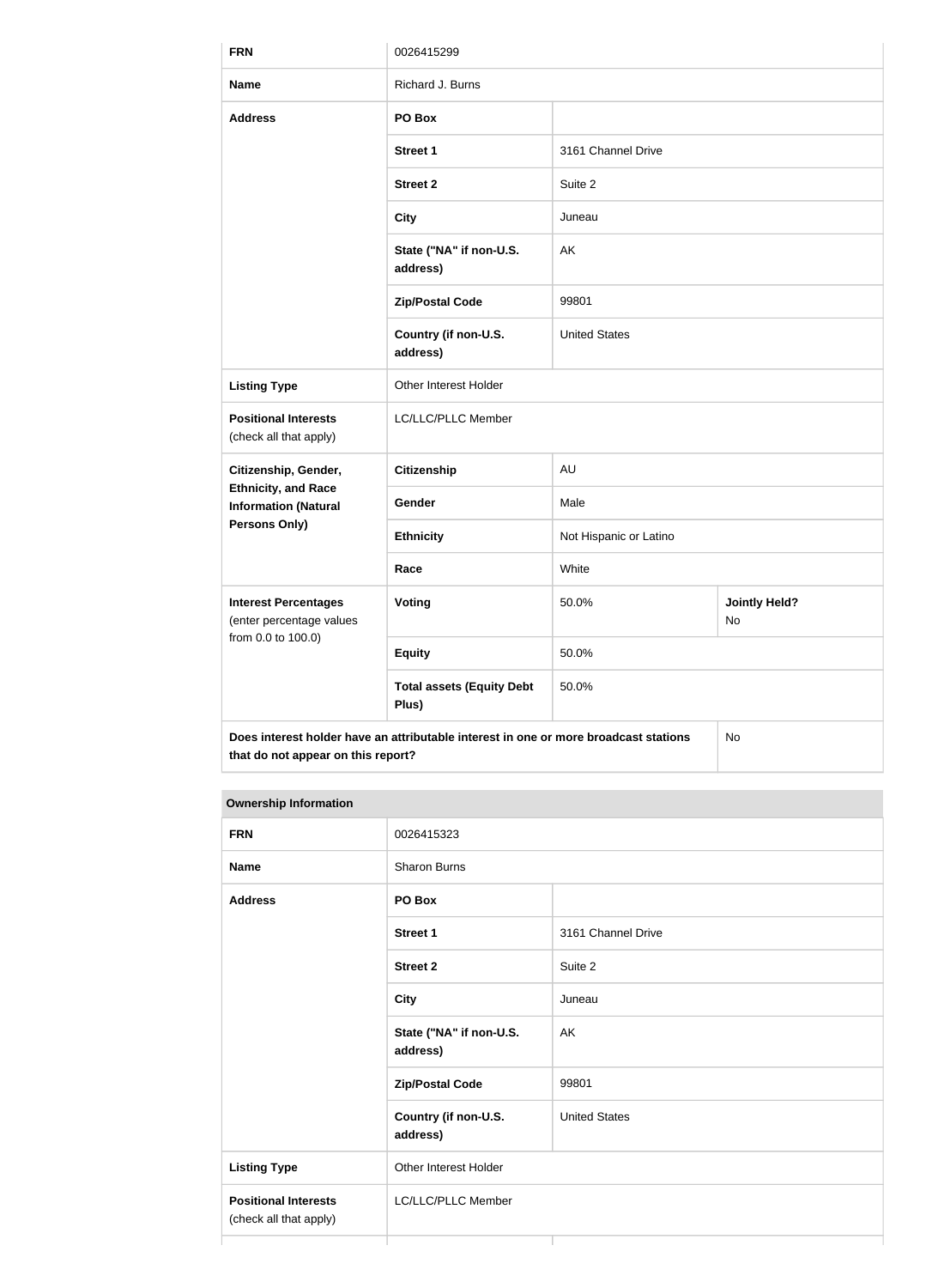| FRN | 0026415299 | | |
|---|---|---|---|
| **Name** | Richard J. Burns | | |
| **Address** | **PO Box** | | |
| | **Street 1** | 3161 Channel Drive | |
| | **Street 2** | Suite 2 | |
| | **City** | Juneau | |
| | **State ("NA" if non-U.S. address)** | AK | |
| | **Zip/Postal Code** | 99801 | |
| | **Country (if non-U.S. address)** | United States | |
| **Listing Type** | Other Interest Holder | | |
| **Positional Interests** (check all that apply) | LC/LLC/PLLC Member | | |
| **Citizenship, Gender, Ethnicity, and Race Information (Natural Persons Only)** | **Citizenship** | AU | |
| | **Gender** | Male | |
| | **Ethnicity** | Not Hispanic or Latino | |
| | **Race** | White | |
| **Interest Percentages** (enter percentage values from 0.0 to 100.0) | **Voting** | 50.0% | **Jointly Held?** No |
| | **Equity** | 50.0% | |
| | **Total assets (Equity Debt Plus)** | 50.0% | |
| **Does interest holder have an attributable interest in one or more broadcast stations that do not appear on this report?** | | | No |

**Ownership Information**

| FRN | 0026415323 | |
|---|---|---|
| **Name** | Sharon Burns | |
| **Address** | **PO Box** | |
| | **Street 1** | 3161 Channel Drive |
| | **Street 2** | Suite 2 |
| | **City** | Juneau |
| | **State ("NA" if non-U.S. address)** | AK |
| | **Zip/Postal Code** | 99801 |
| | **Country (if non-U.S. address)** | United States |
| **Listing Type** | Other Interest Holder | |
| **Positional Interests** (check all that apply) | LC/LLC/PLLC Member | |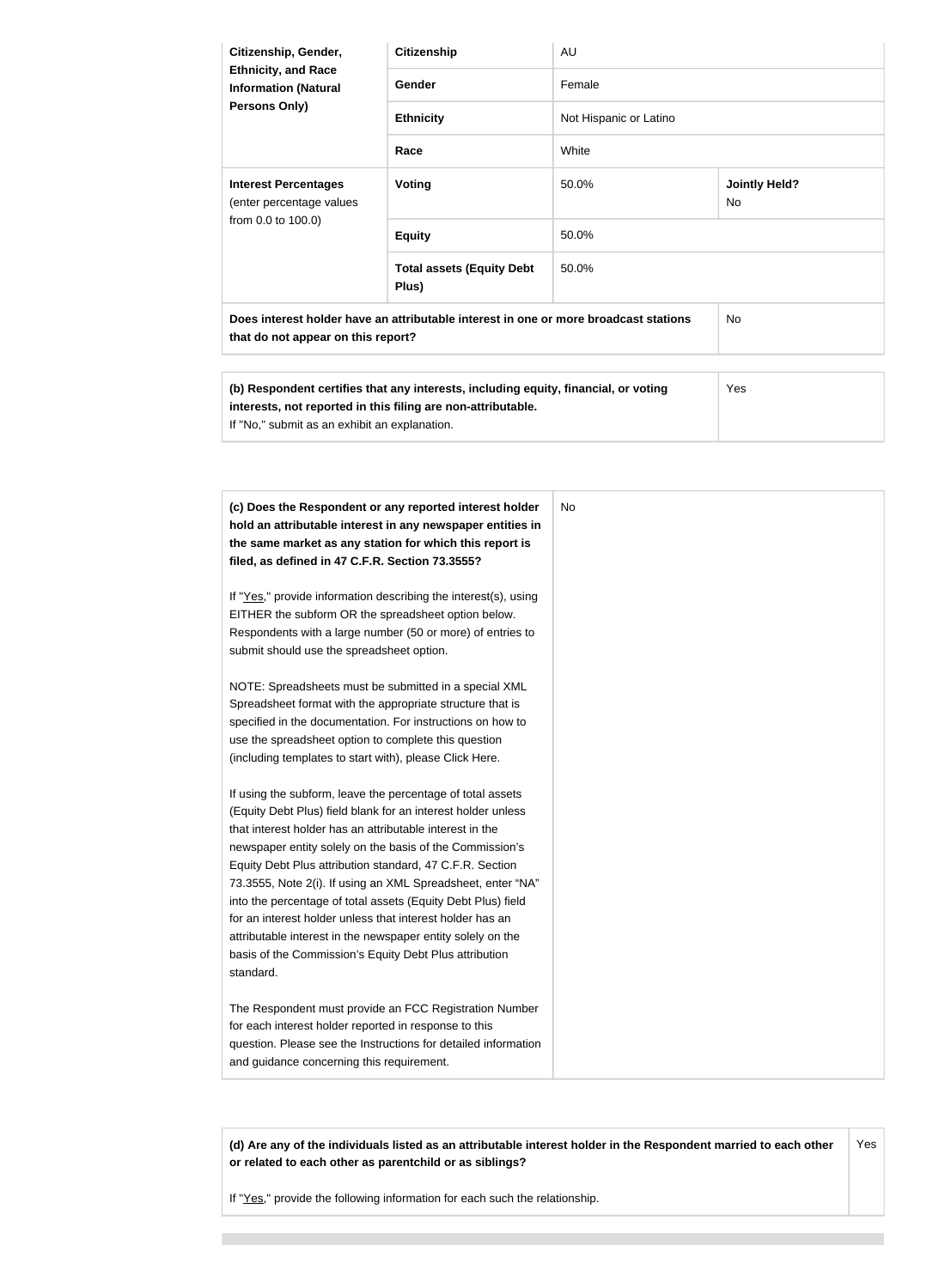| | | | |
|---|---|---|---|
| **Citizenship, Gender, Ethnicity, and Race Information (Natural Persons Only)** | **Citizenship** | AU | |
| | **Gender** | Female | |
| | **Ethnicity** | Not Hispanic or Latino | |
| | **Race** | White | |
| **Interest Percentages** (enter percentage values from 0.0 to 100.0) | **Voting** | 50.0% | **Jointly Held?** No |
| | **Equity** | 50.0% | |
| | **Total assets (Equity Debt Plus)** | 50.0% | |
| **Does interest holder have an attributable interest in one or more broadcast stations that do not appear on this report?** | | | No |

| | |
|---|---|
| **(b) Respondent certifies that any interests, including equity, financial, or voting interests, not reported in this filing are non-attributable.** If "No," submit as an exhibit an explanation. | Yes |

| | |
|---|---|
| **(c) Does the Respondent or any reported interest holder hold an attributable interest in any newspaper entities in the same market as any station for which this report is filed, as defined in 47 C.F.R. Section 73.3555?**<br><br>If "Yes," provide information describing the interest(s), using EITHER the subform OR the spreadsheet option below. Respondents with a large number (50 or more) of entries to submit should use the spreadsheet option.<br><br>NOTE: Spreadsheets must be submitted in a special XML Spreadsheet format with the appropriate structure that is specified in the documentation. For instructions on how to use the spreadsheet option to complete this question (including templates to start with), please Click Here.<br><br>If using the subform, leave the percentage of total assets (Equity Debt Plus) field blank for an interest holder unless that interest holder has an attributable interest in the newspaper entity solely on the basis of the Commission's Equity Debt Plus attribution standard, 47 C.F.R. Section 73.3555, Note 2(i). If using an XML Spreadsheet, enter "NA" into the percentage of total assets (Equity Debt Plus) field for an interest holder unless that interest holder has an attributable interest in the newspaper entity solely on the basis of the Commission's Equity Debt Plus attribution standard.<br><br>The Respondent must provide an FCC Registration Number for each interest holder reported in response to this question. Please see the Instructions for detailed information and guidance concerning this requirement. | No |

| | |
|---|---|
| **(d) Are any of the individuals listed as an attributable interest holder in the Respondent married to each other or related to each other as parentchild or as siblings?**<br><br>If "Yes," provide the following information for each such the relationship. | Yes |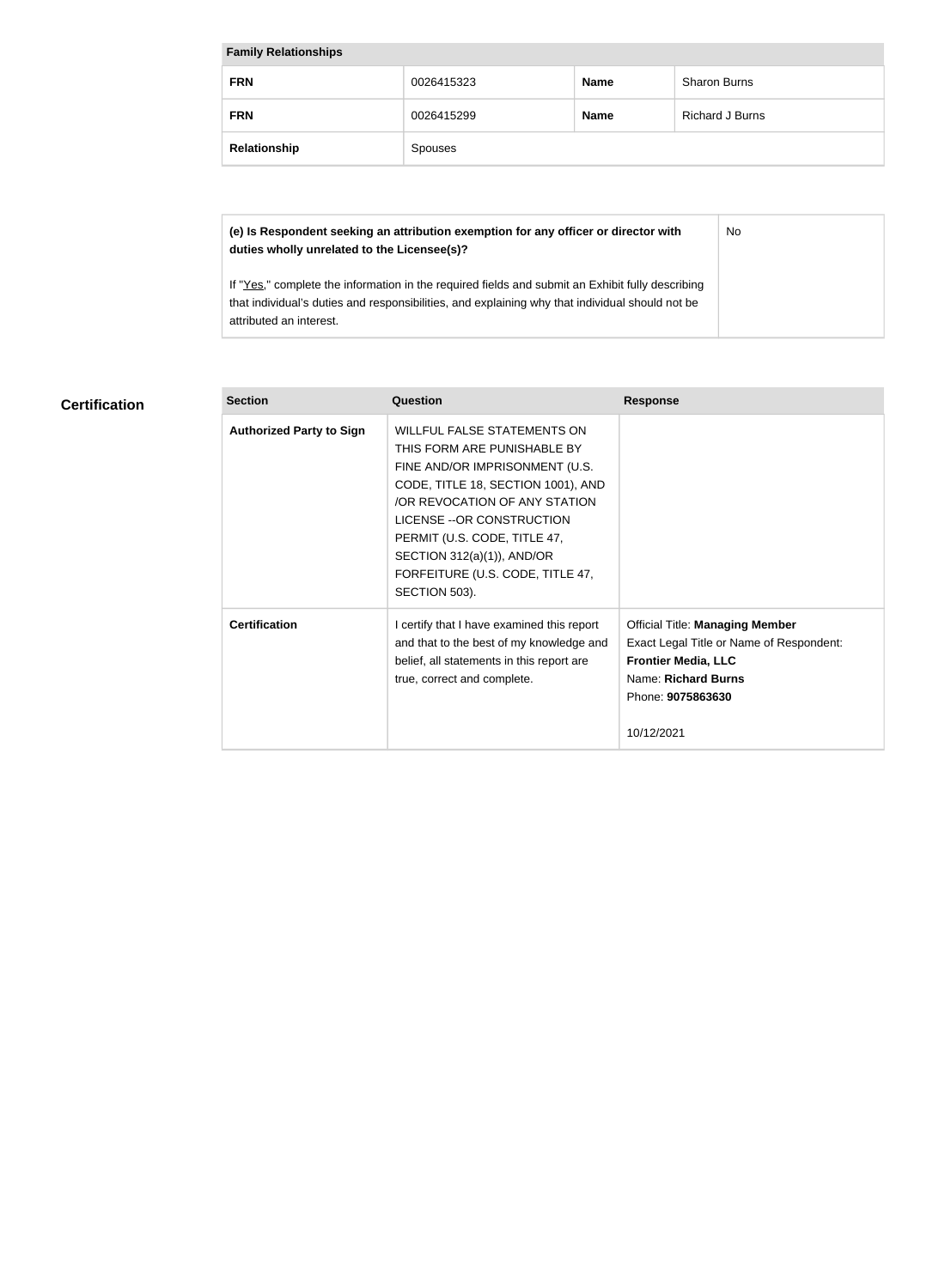| Family Relationships | | | |
|---|---|---|---|
| **FRN** | 0026415323 | **Name** | Sharon Burns |
| **FRN** | 0026415299 | **Name** | Richard J Burns |
| **Relationship** | Spouses | | |

| | |
|---|---|
| **(e) Is Respondent seeking an attribution exemption for any officer or director with duties wholly unrelated to the Licensee(s)?**<br><br>If "Yes," complete the information in the required fields and submit an Exhibit fully describing that individual's duties and responsibilities, and explaining why that individual should not be attributed an interest. | No |

## Certification

| Section | Question | Response |
|---|---|---|
| **Authorized Party to Sign** | WILLFUL FALSE STATEMENTS ON THIS FORM ARE PUNISHABLE BY FINE AND/OR IMPRISONMENT (U.S. CODE, TITLE 18, SECTION 1001), AND /OR REVOCATION OF ANY STATION LICENSE --OR CONSTRUCTION PERMIT (U.S. CODE, TITLE 47, SECTION 312(a)(1)), AND/OR FORFEITURE (U.S. CODE, TITLE 47, SECTION 503). | |
| **Certification** | I certify that I have examined this report and that to the best of my knowledge and belief, all statements in this report are true, correct and complete. | Official Title: **Managing Member**<br>Exact Legal Title or Name of Respondent: **Frontier Media, LLC**<br>Name: **Richard Burns**<br>Phone: **9075863630**<br><br>10/12/2021 |